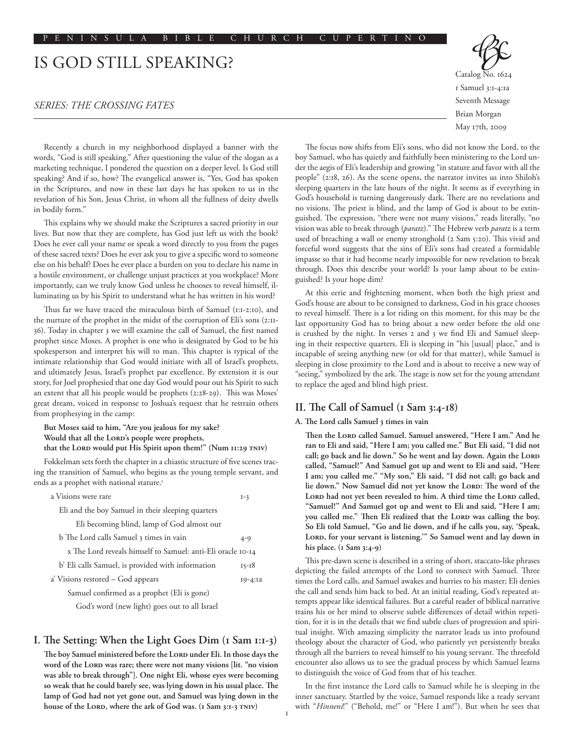# IS GOD STILL SPEAKING?

*SERIES: THE CROSSING FATES*

Catalog No. 1624
1 Samuel 3:1-4:1a
Seventh Message
Brian Morgan
May 17th, 2009

Recently a church in my neighborhood displayed a banner with the words, "God is still speaking." After questioning the value of the slogan as a marketing technique, I pondered the question on a deeper level. Is God still speaking? And if so, how? The evangelical answer is, "Yes, God has spoken in the Scriptures, and now in these last days he has spoken to us in the revelation of his Son, Jesus Christ, in whom all the fullness of deity dwells in bodily form."

This explains why we should make the Scriptures a sacred priority in our lives. But now that they are complete, has God just left us with the book? Does he ever call your name or speak a word directly to you from the pages of these sacred texts? Does he ever ask you to give a specific word to someone else on his behalf? Does he ever place a burden on you to declare his name in a hostile environment, or challenge unjust practices at you workplace? More importantly, can we truly know God unless he chooses to reveal himself, illuminating us by his Spirit to understand what he has written in his word?

Thus far we have traced the miraculous birth of Samuel (1:1-2:10), and the nurture of the prophet in the midst of the corruption of Eli's sons (2:11-36). Today in chapter 3 we will examine the call of Samuel, the first named prophet since Moses. A prophet is one who is designated by God to be his spokesperson and interpret his will to man. This chapter is typical of the intimate relationship that God would initiate with all of Israel's prophets, and ultimately Jesus, Israel's prophet par excellence. By extension it is our story, for Joel prophesied that one day God would pour out his Spirit to such an extent that all his people would be prophets (2:28-29). This was Moses' great dream, voiced in response to Joshua's request that he restrain others from prophesying in the camp:

**But Moses said to him, "Are you jealous for my sake?**
**Would that all the Lord's people were prophets,**
**that the Lord would put His Spirit upon them!" (Num 11:29 TNIV)**

Fokkelman sets forth the chapter in a chiastic structure of five scenes tracing the transition of Samuel, who begins as the young temple servant, and ends as a prophet with national stature.[1]

| | |
|---|---|
| a Visions were rare | 1-3 |
| Eli and the boy Samuel in their sleeping quarters | |
| Eli becoming blind, lamp of God almost out | |
| b The Lord calls Samuel 3 times in vain | 4-9 |
| x The Lord reveals himself to Samuel: anti-Eli oracle | 10-14 |
| b' Eli calls Samuel, is provided with information | 15-18 |
| a' Visions restored – God appears | 19-4:1a |
| Samuel confirmed as a prophet (Eli is gone) | |
| God's word (new light) goes out to all Israel | |

## I. The Setting: When the Light Goes Dim (1 Sam 1:1-3)

**The boy Samuel ministered before the Lord under Eli. In those days the word of the Lord was rare; there were not many visions [lit. "no vision was able to break through"]. One night Eli, whose eyes were becoming so weak that he could barely see, was lying down in his usual place. The lamp of God had not yet gone out, and Samuel was lying down in the house of the Lord, where the ark of God was. (1 Sam 3:1-3 TNIV)**

The focus now shifts from Eli's sons, who did not know the Lord, to the boy Samuel, who has quietly and faithfully been ministering to the Lord under the aegis of Eli's leadership and growing "in stature and favor with all the people" (2:18, 26). As the scene opens, the narrator invites us into Shiloh's sleeping quarters in the late hours of the night. It seems as if everything in God's household is turning dangerously dark. There are no revelations and no visions. The priest is blind, and the lamp of God is about to be extinguished. The expression, "there were not many visions," reads literally, "no vision was able to break through (*paratz*)." The Hebrew verb *paratz* is a term used of breaching a wall or enemy stronghold (2 Sam 5:20). This vivid and forceful word suggests that the sins of Eli's sons had created a formidable impasse so that it had become nearly impossible for new revelation to break through. Does this describe your world? Is your lamp about to be extinguished? Is your hope dim?

At this eerie and frightening moment, when both the high priest and God's house are about to be consigned to darkness, God in his grace chooses to reveal himself. There is a lot riding on this moment, for this may be the last opportunity God has to bring about a new order before the old one is crushed by the night. In verses 2 and 3 we find Eli and Samuel sleeping in their respective quarters. Eli is sleeping in "his [usual] place," and is incapable of seeing anything new (or old for that matter), while Samuel is sleeping in close proximity to the Lord and is about to receive a new way of "seeing," symbolized by the ark. The stage is now set for the young attendant to replace the aged and blind high priest.

## II. The Call of Samuel (1 Sam 3:4-18)

### A. The Lord calls Samuel 3 times in vain

**Then the Lord called Samuel. Samuel answered, "Here I am." And he ran to Eli and said, "Here I am; you called me." But Eli said, "I did not call; go back and lie down." So he went and lay down. Again the Lord called, "Samuel!" And Samuel got up and went to Eli and said, "Here I am; you called me." "My son," Eli said, "I did not call; go back and lie down." Now Samuel did not yet know the Lord: The word of the Lord had not yet been revealed to him. A third time the Lord called, "Samuel!" And Samuel got up and went to Eli and said, "Here I am; you called me." Then Eli realized that the Lord was calling the boy. So Eli told Samuel, "Go and lie down, and if he calls you, say, 'Speak, Lord, for your servant is listening.'" So Samuel went and lay down in his place. (1 Sam 3:4-9)**

This pre-dawn scene is described in a string of short, staccato-like phrases depicting the failed attempts of the Lord to connect with Samuel. Three times the Lord calls, and Samuel awakes and hurries to his master; Eli denies the call and sends him back to bed. At an initial reading, God's repeated attempts appear like identical failures. But a careful reader of biblical narrative trains his or her mind to observe subtle differences of detail within repetition, for it is in the details that we find subtle clues of progression and spiritual insight. With amazing simplicity the narrator leads us into profound theology about the character of God, who patiently yet persistently breaks through all the barriers to reveal himself to his young servant. The threefold encounter also allows us to see the gradual process by which Samuel learns to distinguish the voice of God from that of his teacher.

In the first instance the Lord calls to Samuel while he is sleeping in the inner sanctuary. Startled by the voice, Samuel responds like a ready servant with "*Hinneni*!" ("Behold, me!" or "Here I am!"). But when he sees that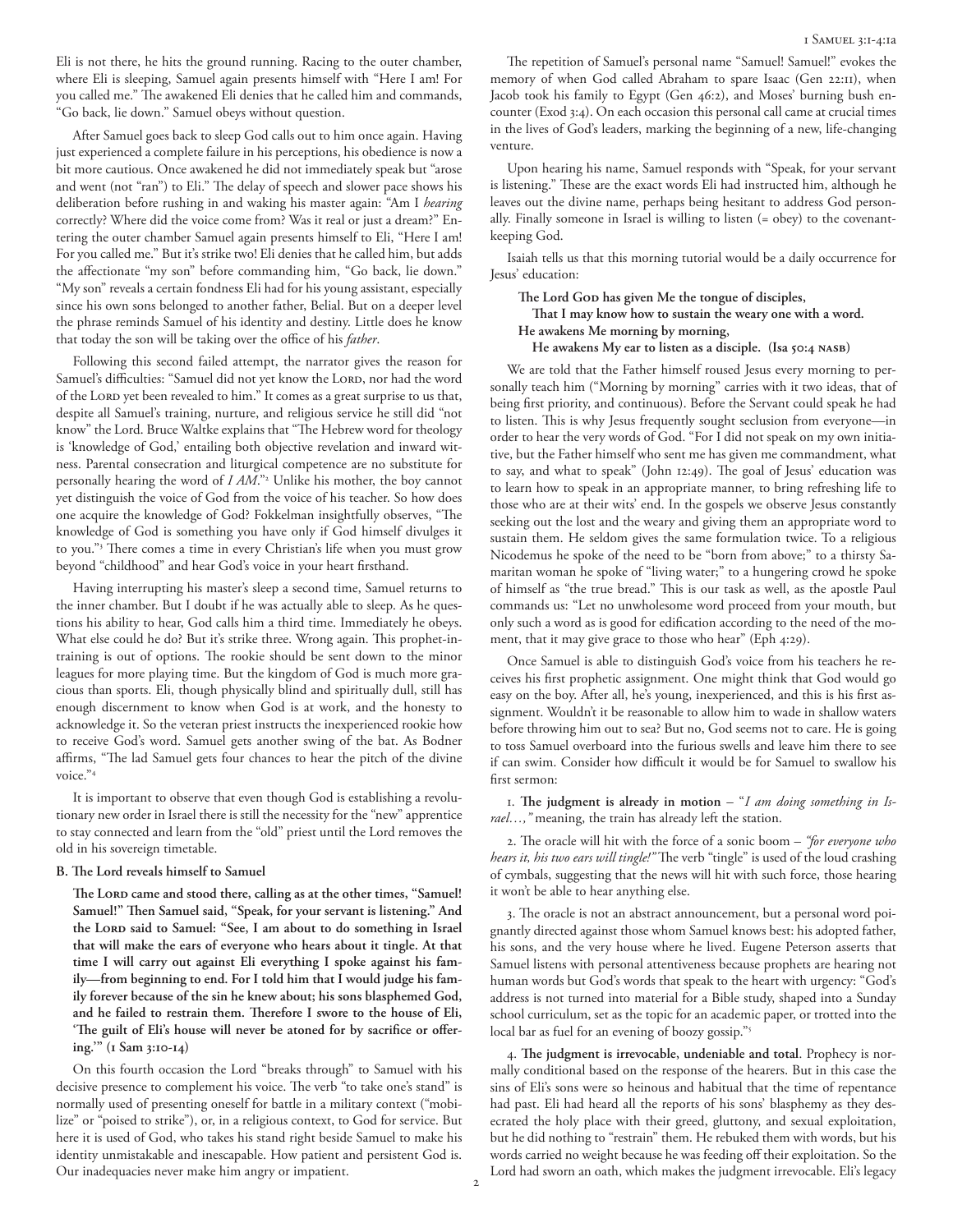Eli is not there, he hits the ground running. Racing to the outer chamber, where Eli is sleeping, Samuel again presents himself with "Here I am! For you called me." The awakened Eli denies that he called him and commands, "Go back, lie down." Samuel obeys without question.

After Samuel goes back to sleep God calls out to him once again. Having just experienced a complete failure in his perceptions, his obedience is now a bit more cautious. Once awakened he did not immediately speak but "arose and went (not "ran") to Eli." The delay of speech and slower pace shows his deliberation before rushing in and waking his master again: "Am I *hearing* correctly? Where did the voice come from? Was it real or just a dream?" Entering the outer chamber Samuel again presents himself to Eli, "Here I am! For you called me." But it's strike two! Eli denies that he called him, but adds the affectionate "my son" before commanding him, "Go back, lie down." "My son" reveals a certain fondness Eli had for his young assistant, especially since his own sons belonged to another father, Belial. But on a deeper level the phrase reminds Samuel of his identity and destiny. Little does he know that today the son will be taking over the office of his *father*.

Following this second failed attempt, the narrator gives the reason for Samuel's difficulties: "Samuel did not yet know the Lord, nor had the word of the Lord yet been revealed to him." It comes as a great surprise to us that, despite all Samuel's training, nurture, and religious service he still did "not know" the Lord. Bruce Waltke explains that "The Hebrew word for theology is 'knowledge of God,' entailing both objective revelation and inward witness. Parental consecration and liturgical competence are no substitute for personally hearing the word of *I AM*."[2] Unlike his mother, the boy cannot yet distinguish the voice of God from the voice of his teacher. So how does one acquire the knowledge of God? Fokkelman insightfully observes, "The knowledge of God is something you have only if God himself divulges it to you."[3] There comes a time in every Christian's life when you must grow beyond "childhood" and hear God's voice in your heart firsthand.

Having interrupting his master's sleep a second time, Samuel returns to the inner chamber. But I doubt if he was actually able to sleep. As he questions his ability to hear, God calls him a third time. Immediately he obeys. What else could he do? But it's strike three. Wrong again. This prophet-in-training is out of options. The rookie should be sent down to the minor leagues for more playing time. But the kingdom of God is much more gracious than sports. Eli, though physically blind and spiritually dull, still has enough discernment to know when God is at work, and the honesty to acknowledge it. So the veteran priest instructs the inexperienced rookie how to receive God's word. Samuel gets another swing of the bat. As Bodner affirms, "The lad Samuel gets four chances to hear the pitch of the divine voice."[4]

It is important to observe that even though God is establishing a revolutionary new order in Israel there is still the necessity for the "new" apprentice to stay connected and learn from the "old" priest until the Lord removes the old in his sovereign timetable.

**B. The Lord reveals himself to Samuel**

**The Lord came and stood there, calling as at the other times, "Samuel! Samuel!" Then Samuel said, "Speak, for your servant is listening." And the Lord said to Samuel: "See, I am about to do something in Israel that will make the ears of everyone who hears about it tingle. At that time I will carry out against Eli everything I spoke against his family—from beginning to end. For I told him that I would judge his family forever because of the sin he knew about; his sons blasphemed God, and he failed to restrain them. Therefore I swore to the house of Eli, 'The guilt of Eli's house will never be atoned for by sacrifice or offering.'" (1 Sam 3:10-14)**

On this fourth occasion the Lord "breaks through" to Samuel with his decisive presence to complement his voice. The verb "to take one's stand" is normally used of presenting oneself for battle in a military context ("mobilize" or "poised to strike"), or, in a religious context, to God for service. But here it is used of God, who takes his stand right beside Samuel to make his identity unmistakable and inescapable. How patient and persistent God is. Our inadequacies never make him angry or impatient.

The repetition of Samuel's personal name "Samuel! Samuel!" evokes the memory of when God called Abraham to spare Isaac (Gen 22:11), when Jacob took his family to Egypt (Gen 46:2), and Moses' burning bush encounter (Exod 3:4). On each occasion this personal call came at crucial times in the lives of God's leaders, marking the beginning of a new, life-changing venture.

Upon hearing his name, Samuel responds with "Speak, for your servant is listening." These are the exact words Eli had instructed him, although he leaves out the divine name, perhaps being hesitant to address God personally. Finally someone in Israel is willing to listen (= obey) to the covenant-keeping God.

Isaiah tells us that this morning tutorial would be a daily occurrence for Jesus' education:

> **The Lord God has given Me the tongue of disciples,**
> **That I may know how to sustain the weary one with a word.**
> **He awakens Me morning by morning,**
> **He awakens My ear to listen as a disciple. (Isa 50:4 nasb)**

We are told that the Father himself roused Jesus every morning to personally teach him ("Morning by morning" carries with it two ideas, that of being first priority, and continuous). Before the Servant could speak he had to listen. This is why Jesus frequently sought seclusion from everyone—in order to hear the very words of God. "For I did not speak on my own initiative, but the Father himself who sent me has given me commandment, what to say, and what to speak" (John 12:49). The goal of Jesus' education was to learn how to speak in an appropriate manner, to bring refreshing life to those who are at their wits' end. In the gospels we observe Jesus constantly seeking out the lost and the weary and giving them an appropriate word to sustain them. He seldom gives the same formulation twice. To a religious Nicodemus he spoke of the need to be "born from above;" to a thirsty Samaritan woman he spoke of "living water;" to a hungering crowd he spoke of himself as "the true bread." This is our task as well, as the apostle Paul commands us: "Let no unwholesome word proceed from your mouth, but only such a word as is good for edification according to the need of the moment, that it may give grace to those who hear" (Eph 4:29).

Once Samuel is able to distinguish God's voice from his teachers he receives his first prophetic assignment. One might think that God would go easy on the boy. After all, he's young, inexperienced, and this is his first assignment. Wouldn't it be reasonable to allow him to wade in shallow waters before throwing him out to sea? But no, God seems not to care. He is going to toss Samuel overboard into the furious swells and leave him there to see if can swim. Consider how difficult it would be for Samuel to swallow his first sermon:

1. **The judgment is already in motion** – "*I am doing something in Israel…,"* meaning, the train has already left the station.

2. The oracle will hit with the force of a sonic boom – *"for everyone who hears it, his two ears will tingle!"* The verb "tingle" is used of the loud crashing of cymbals, suggesting that the news will hit with such force, those hearing it won't be able to hear anything else.

3. The oracle is not an abstract announcement, but a personal word poignantly directed against those whom Samuel knows best: his adopted father, his sons, and the very house where he lived. Eugene Peterson asserts that Samuel listens with personal attentiveness because prophets are hearing not human words but God's words that speak to the heart with urgency: "God's address is not turned into material for a Bible study, shaped into a Sunday school curriculum, set as the topic for an academic paper, or trotted into the local bar as fuel for an evening of boozy gossip."[5]

4. **The judgment is irrevocable, undeniable and total**. Prophecy is normally conditional based on the response of the hearers. But in this case the sins of Eli's sons were so heinous and habitual that the time of repentance had past. Eli had heard all the reports of his sons' blasphemy as they desecrated the holy place with their greed, gluttony, and sexual exploitation, but he did nothing to "restrain" them. He rebuked them with words, but his words carried no weight because he was feeding off their exploitation. So the Lord had sworn an oath, which makes the judgment irrevocable. Eli's legacy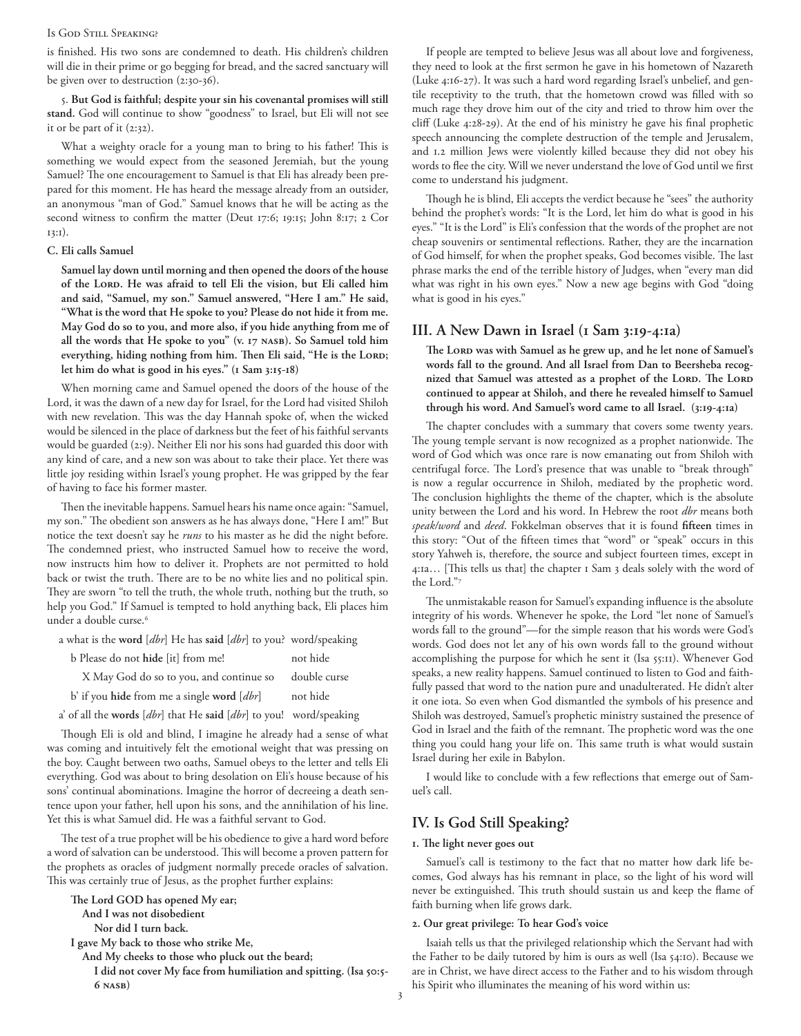is finished. His two sons are condemned to death. His children's children will die in their prime or go begging for bread, and the sacred sanctuary will be given over to destruction (2:30-36).

5. **But God is faithful; despite your sin his covenantal promises will still stand.** God will continue to show "goodness" to Israel, but Eli will not see it or be part of it (2:32).

What a weighty oracle for a young man to bring to his father! This is something we would expect from the seasoned Jeremiah, but the young Samuel? The one encouragement to Samuel is that Eli has already been prepared for this moment. He has heard the message already from an outsider, an anonymous "man of God." Samuel knows that he will be acting as the second witness to confirm the matter (Deut 17:6; 19:15; John 8:17; 2 Cor 13:1).

#### C. Eli calls Samuel

> **Samuel lay down until morning and then opened the doors of the house of the Lord. He was afraid to tell Eli the vision, but Eli called him and said, "Samuel, my son." Samuel answered, "Here I am." He said, "What is the word that He spoke to you? Please do not hide it from me. May God do so to you, and more also, if you hide anything from me of all the words that He spoke to you" (v. 17 NASB). So Samuel told him everything, hiding nothing from him. Then Eli said, "He is the Lord; let him do what is good in his eyes." (1 Sam 3:15-18)**

When morning came and Samuel opened the doors of the house of the Lord, it was the dawn of a new day for Israel, for the Lord had visited Shiloh with new revelation. This was the day Hannah spoke of, when the wicked would be silenced in the place of darkness but the feet of his faithful servants would be guarded (2:9). Neither Eli nor his sons had guarded this door with any kind of care, and a new son was about to take their place. Yet there was little joy residing within Israel's young prophet. He was gripped by the fear of having to face his former master.

Then the inevitable happens. Samuel hears his name once again: "Samuel, my son." The obedient son answers as he has always done, "Here I am!" But notice the text doesn't say he *runs* to his master as he did the night before. The condemned priest, who instructed Samuel how to receive the word, now instructs him how to deliver it. Prophets are not permitted to hold back or twist the truth. There are to be no white lies and no political spin. They are sworn "to tell the truth, the whole truth, nothing but the truth, so help you God." If Samuel is tempted to hold anything back, Eli places him under a double curse.[6]

a what is the **word** [*dbr*] He has **said** [*dbr*] to you? word/speaking
  b Please do not **hide** [it] from me! not hide
    X May God do so to you, and continue so double curse
  b' if you **hide** from me a single **word** [*dbr*] not hide
a' of all the **words** [*dbr*] that He **said** [*dbr*] to you! word/speaking

Though Eli is old and blind, I imagine he already had a sense of what was coming and intuitively felt the emotional weight that was pressing on the boy. Caught between two oaths, Samuel obeys to the letter and tells Eli everything. God was about to bring desolation on Eli's house because of his sons' continual abominations. Imagine the horror of decreeing a death sentence upon your father, hell upon his sons, and the annihilation of his line. Yet this is what Samuel did. He was a faithful servant to God.

The test of a true prophet will be his obedience to give a hard word before a word of salvation can be understood. This will become a proven pattern for the prophets as oracles of judgment normally precede oracles of salvation. This was certainly true of Jesus, as the prophet further explains:

> **The Lord GOD has opened My ear;**
> **And I was not disobedient**
> **Nor did I turn back.**
> **I gave My back to those who strike Me,**
> **And My cheeks to those who pluck out the beard;**
> **I did not cover My face from humiliation and spitting. (Isa 50:5-6 NASB)**

If people are tempted to believe Jesus was all about love and forgiveness, they need to look at the first sermon he gave in his hometown of Nazareth (Luke 4:16-27). It was such a hard word regarding Israel's unbelief, and gentile receptivity to the truth, that the hometown crowd was filled with so much rage they drove him out of the city and tried to throw him over the cliff (Luke 4:28-29). At the end of his ministry he gave his final prophetic speech announcing the complete destruction of the temple and Jerusalem, and 1.2 million Jews were violently killed because they did not obey his words to flee the city. Will we never understand the love of God until we first come to understand his judgment.

Though he is blind, Eli accepts the verdict because he "sees" the authority behind the prophet's words: "It is the Lord, let him do what is good in his eyes." "It is the Lord" is Eli's confession that the words of the prophet are not cheap souvenirs or sentimental reflections. Rather, they are the incarnation of God himself, for when the prophet speaks, God becomes visible. The last phrase marks the end of the terrible history of Judges, when "every man did what was right in his own eyes." Now a new age begins with God "doing what is good in his eyes."

## III. A New Dawn in Israel (1 Sam 3:19-4:1a)

> **The Lord was with Samuel as he grew up, and he let none of Samuel's words fall to the ground. And all Israel from Dan to Beersheba recognized that Samuel was attested as a prophet of the Lord. The Lord continued to appear at Shiloh, and there he revealed himself to Samuel through his word. And Samuel's word came to all Israel. (3:19-4:1a)**

The chapter concludes with a summary that covers some twenty years. The young temple servant is now recognized as a prophet nationwide. The word of God which was once rare is now emanating out from Shiloh with centrifugal force. The Lord's presence that was unable to "break through" is now a regular occurrence in Shiloh, mediated by the prophetic word. The conclusion highlights the theme of the chapter, which is the absolute unity between the Lord and his word. In Hebrew the root *dbr* means both *speak/word* and *deed*. Fokkelman observes that it is found **fifteen** times in this story: "Out of the fifteen times that "word" or "speak" occurs in this story Yahweh is, therefore, the source and subject fourteen times, except in 4:1a… [This tells us that] the chapter 1 Sam 3 deals solely with the word of the Lord."[7]

The unmistakable reason for Samuel's expanding influence is the absolute integrity of his words. Whenever he spoke, the Lord "let none of Samuel's words fall to the ground"—for the simple reason that his words were God's words. God does not let any of his own words fall to the ground without accomplishing the purpose for which he sent it (Isa 55:11). Whenever God speaks, a new reality happens. Samuel continued to listen to God and faithfully passed that word to the nation pure and unadulterated. He didn't alter it one iota. So even when God dismantled the symbols of his presence and Shiloh was destroyed, Samuel's prophetic ministry sustained the presence of God in Israel and the faith of the remnant. The prophetic word was the one thing you could hang your life on. This same truth is what would sustain Israel during her exile in Babylon.

I would like to conclude with a few reflections that emerge out of Samuel's call.

## IV. Is God Still Speaking?

#### 1. The light never goes out

Samuel's call is testimony to the fact that no matter how dark life becomes, God always has his remnant in place, so the light of his word will never be extinguished. This truth should sustain us and keep the flame of faith burning when life grows dark.

#### 2. Our great privilege: To hear God's voice

Isaiah tells us that the privileged relationship which the Servant had with the Father to be daily tutored by him is ours as well (Isa 54:10). Because we are in Christ, we have direct access to the Father and to his wisdom through his Spirit who illuminates the meaning of his word within us: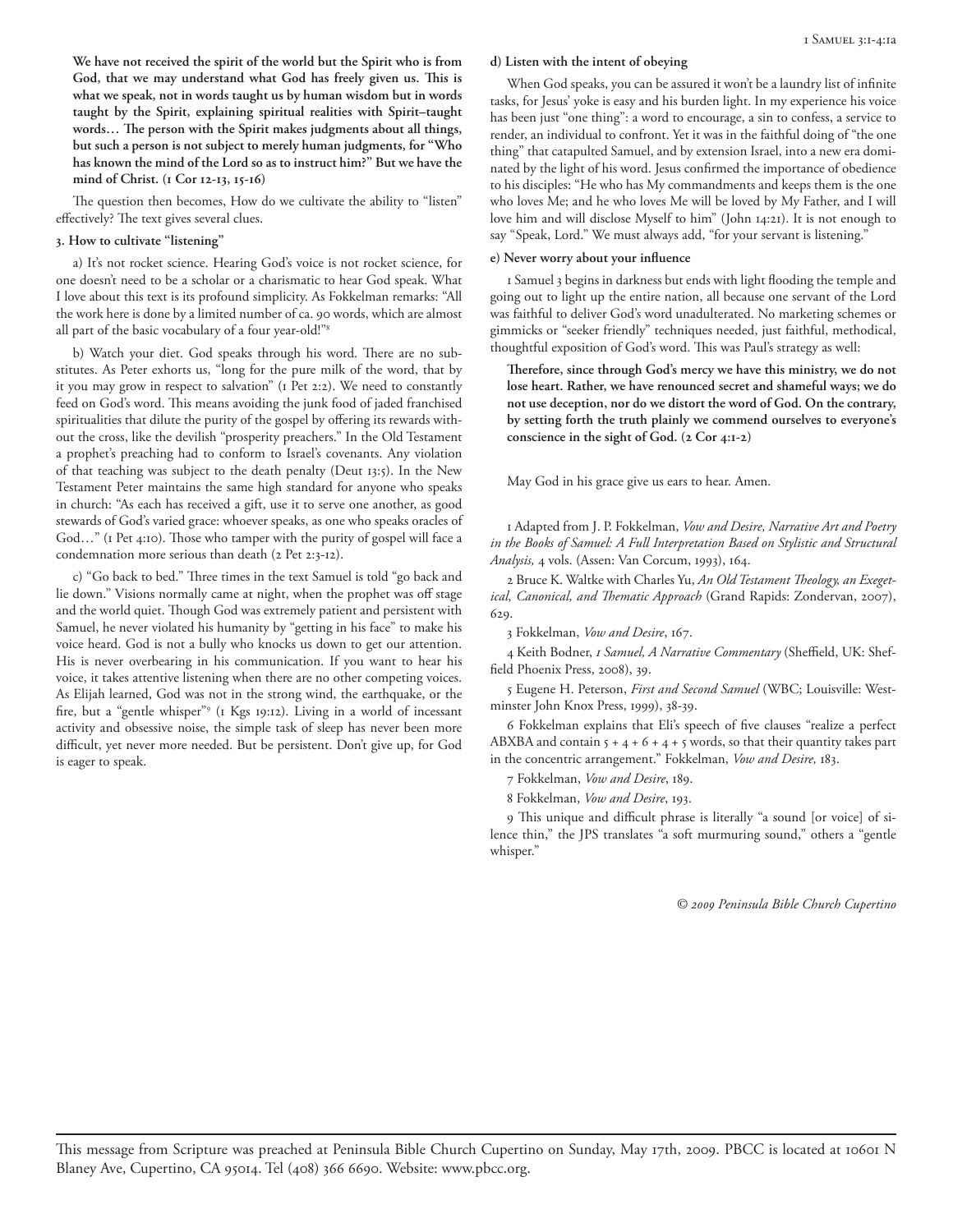**We have not received the spirit of the world but the Spirit who is from God, that we may understand what God has freely given us. This is what we speak, not in words taught us by human wisdom but in words taught by the Spirit, explaining spiritual realities with Spirit–taught words… The person with the Spirit makes judgments about all things, but such a person is not subject to merely human judgments, for "Who has known the mind of the Lord so as to instruct him?" But we have the mind of Christ. (1 Cor 12-13, 15-16)**

The question then becomes, How do we cultivate the ability to "listen" effectively? The text gives several clues.

### 3. How to cultivate "listening"

a) It's not rocket science. Hearing God's voice is not rocket science, for one doesn't need to be a scholar or a charismatic to hear God speak. What I love about this text is its profound simplicity. As Fokkelman remarks: "All the work here is done by a limited number of ca. 90 words, which are almost all part of the basic vocabulary of a four year-old!"[8]

b) Watch your diet. God speaks through his word. There are no substitutes. As Peter exhorts us, "long for the pure milk of the word, that by it you may grow in respect to salvation" (1 Pet 2:2). We need to constantly feed on God's word. This means avoiding the junk food of jaded franchised spiritualities that dilute the purity of the gospel by offering its rewards without the cross, like the devilish "prosperity preachers." In the Old Testament a prophet's preaching had to conform to Israel's covenants. Any violation of that teaching was subject to the death penalty (Deut 13:5). In the New Testament Peter maintains the same high standard for anyone who speaks in church: "As each has received a gift, use it to serve one another, as good stewards of God's varied grace: whoever speaks, as one who speaks oracles of God…" (1 Pet 4:10). Those who tamper with the purity of gospel will face a condemnation more serious than death (2 Pet 2:3-12).

c) "Go back to bed." Three times in the text Samuel is told "go back and lie down." Visions normally came at night, when the prophet was off stage and the world quiet. Though God was extremely patient and persistent with Samuel, he never violated his humanity by "getting in his face" to make his voice heard. God is not a bully who knocks us down to get our attention. His is never overbearing in his communication. If you want to hear his voice, it takes attentive listening when there are no other competing voices. As Elijah learned, God was not in the strong wind, the earthquake, or the fire, but a "gentle whisper"[9] (1 Kgs 19:12). Living in a world of incessant activity and obsessive noise, the simple task of sleep has never been more difficult, yet never more needed. But be persistent. Don't give up, for God is eager to speak.

**d) Listen with the intent of obeying**

When God speaks, you can be assured it won't be a laundry list of infinite tasks, for Jesus' yoke is easy and his burden light. In my experience his voice has been just "one thing": a word to encourage, a sin to confess, a service to render, an individual to confront. Yet it was in the faithful doing of "the one thing" that catapulted Samuel, and by extension Israel, into a new era dominated by the light of his word. Jesus confirmed the importance of obedience to his disciples: "He who has My commandments and keeps them is the one who loves Me; and he who loves Me will be loved by My Father, and I will love him and will disclose Myself to him" (John 14:21). It is not enough to say "Speak, Lord." We must always add, "for your servant is listening."

**e) Never worry about your influence**

1 Samuel 3 begins in darkness but ends with light flooding the temple and going out to light up the entire nation, all because one servant of the Lord was faithful to deliver God's word unadulterated. No marketing schemes or gimmicks or "seeker friendly" techniques needed, just faithful, methodical, thoughtful exposition of God's word. This was Paul's strategy as well:

**Therefore, since through God's mercy we have this ministry, we do not lose heart. Rather, we have renounced secret and shameful ways; we do not use deception, nor do we distort the word of God. On the contrary, by setting forth the truth plainly we commend ourselves to everyone's conscience in the sight of God. (2 Cor 4:1-2)**

May God in his grace give us ears to hear. Amen.

1 Adapted from J. P. Fokkelman, *Vow and Desire, Narrative Art and Poetry in the Books of Samuel: A Full Interpretation Based on Stylistic and Structural Analysis,* 4 vols. (Assen: Van Corcum, 1993), 164.

2 Bruce K. Waltke with Charles Yu, *An Old Testament Theology, an Exegetical, Canonical, and Thematic Approach* (Grand Rapids: Zondervan, 2007), 629.

3 Fokkelman, *Vow and Desire*, 167.

4 Keith Bodner, *1 Samuel, A Narrative Commentary* (Sheffield, UK: Sheffield Phoenix Press, 2008), 39.

5 Eugene H. Peterson, *First and Second Samuel* (WBC; Louisville: Westminster John Knox Press, 1999), 38-39.

6 Fokkelman explains that Eli's speech of five clauses "realize a perfect ABXBA and contain 5 + 4 + 6 + 4 + 5 words, so that their quantity takes part in the concentric arrangement." Fokkelman, *Vow and Desire,* 183.

7 Fokkelman, *Vow and Desire*, 189.

8 Fokkelman, *Vow and Desire*, 193.

9 This unique and difficult phrase is literally "a sound [or voice] of silence thin," the JPS translates "a soft murmuring sound," others a "gentle whisper."

*© 2009 Peninsula Bible Church Cupertino*

This message from Scripture was preached at Peninsula Bible Church Cupertino on Sunday, May 17th, 2009. PBCC is located at 10601 N Blaney Ave, Cupertino, CA 95014. Tel (408) 366 6690. Website: www.pbcc.org.